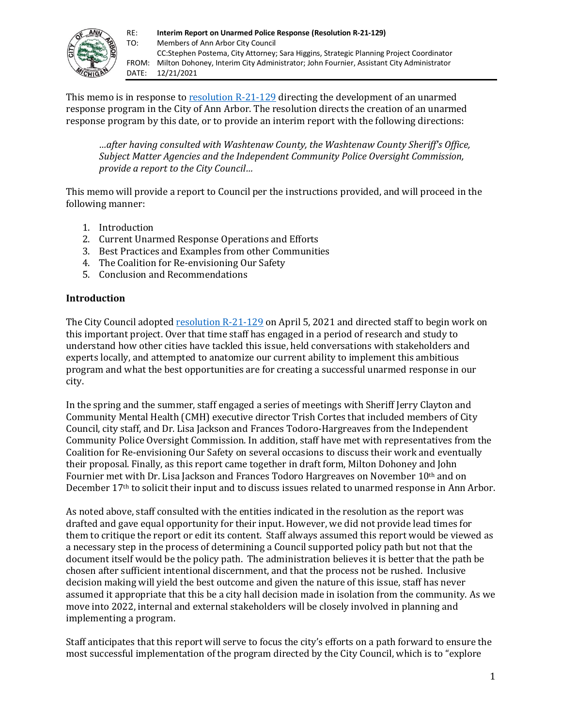| | |
|---|---|
| RE: | **Interim Report on Unarmed Police Response (Resolution R-21-129)** |
| TO: | Members of Ann Arbor City Council |
| | CC:Stephen Postema, City Attorney; Sara Higgins, Strategic Planning Project Coordinator |
| FROM: | Milton Dohoney, Interim City Administrator; John Fournier, Assistant City Administrator |
| DATE: | 12/21/2021 |

This memo is in response to resolution R-21-129 directing the development of an unarmed response program in the City of Ann Arbor. The resolution directs the creation of an unarmed response program by this date, or to provide an interim report with the following directions:

> *…after having consulted with Washtenaw County, the Washtenaw County Sheriff's Office, Subject Matter Agencies and the Independent Community Police Oversight Commission, provide a report to the City Council…*

This memo will provide a report to Council per the instructions provided, and will proceed in the following manner:

1. Introduction
2. Current Unarmed Response Operations and Efforts
3. Best Practices and Examples from other Communities
4. The Coalition for Re-envisioning Our Safety
5. Conclusion and Recommendations

## Introduction

The City Council adopted resolution R-21-129 on April 5, 2021 and directed staff to begin work on this important project. Over that time staff has engaged in a period of research and study to understand how other cities have tackled this issue, held conversations with stakeholders and experts locally, and attempted to anatomize our current ability to implement this ambitious program and what the best opportunities are for creating a successful unarmed response in our city.

In the spring and the summer, staff engaged a series of meetings with Sheriff Jerry Clayton and Community Mental Health (CMH) executive director Trish Cortes that included members of City Council, city staff, and Dr. Lisa Jackson and Frances Todoro-Hargreaves from the Independent Community Police Oversight Commission. In addition, staff have met with representatives from the Coalition for Re-envisioning Our Safety on several occasions to discuss their work and eventually their proposal. Finally, as this report came together in draft form, Milton Dohoney and John Fournier met with Dr. Lisa Jackson and Frances Todoro Hargreaves on November 10th and on December 17th to solicit their input and to discuss issues related to unarmed response in Ann Arbor.

As noted above, staff consulted with the entities indicated in the resolution as the report was drafted and gave equal opportunity for their input. However, we did not provide lead times for them to critique the report or edit its content. Staff always assumed this report would be viewed as a necessary step in the process of determining a Council supported policy path but not that the document itself would be the policy path. The administration believes it is better that the path be chosen after sufficient intentional discernment, and that the process not be rushed. Inclusive decision making will yield the best outcome and given the nature of this issue, staff has never assumed it appropriate that this be a city hall decision made in isolation from the community. As we move into 2022, internal and external stakeholders will be closely involved in planning and implementing a program.

Staff anticipates that this report will serve to focus the city's efforts on a path forward to ensure the most successful implementation of the program directed by the City Council, which is to "explore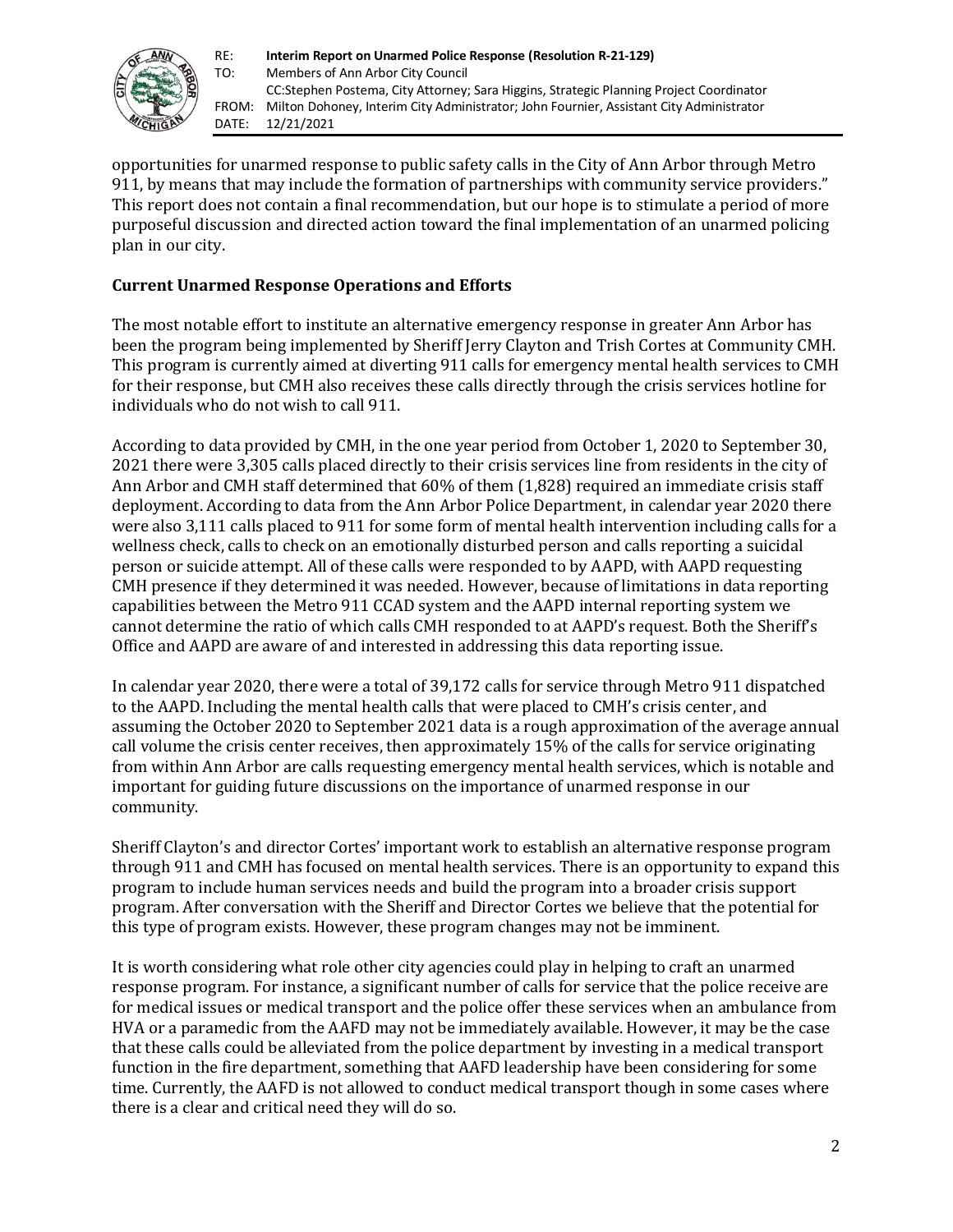opportunities for unarmed response to public safety calls in the City of Ann Arbor through Metro 911, by means that may include the formation of partnerships with community service providers." This report does not contain a final recommendation, but our hope is to stimulate a period of more purposeful discussion and directed action toward the final implementation of an unarmed policing plan in our city.

## Current Unarmed Response Operations and Efforts

The most notable effort to institute an alternative emergency response in greater Ann Arbor has been the program being implemented by Sheriff Jerry Clayton and Trish Cortes at Community CMH. This program is currently aimed at diverting 911 calls for emergency mental health services to CMH for their response, but CMH also receives these calls directly through the crisis services hotline for individuals who do not wish to call 911.

According to data provided by CMH, in the one year period from October 1, 2020 to September 30, 2021 there were 3,305 calls placed directly to their crisis services line from residents in the city of Ann Arbor and CMH staff determined that 60% of them (1,828) required an immediate crisis staff deployment. According to data from the Ann Arbor Police Department, in calendar year 2020 there were also 3,111 calls placed to 911 for some form of mental health intervention including calls for a wellness check, calls to check on an emotionally disturbed person and calls reporting a suicidal person or suicide attempt. All of these calls were responded to by AAPD, with AAPD requesting CMH presence if they determined it was needed. However, because of limitations in data reporting capabilities between the Metro 911 CCAD system and the AAPD internal reporting system we cannot determine the ratio of which calls CMH responded to at AAPD's request. Both the Sheriff's Office and AAPD are aware of and interested in addressing this data reporting issue.

In calendar year 2020, there were a total of 39,172 calls for service through Metro 911 dispatched to the AAPD. Including the mental health calls that were placed to CMH's crisis center, and assuming the October 2020 to September 2021 data is a rough approximation of the average annual call volume the crisis center receives, then approximately 15% of the calls for service originating from within Ann Arbor are calls requesting emergency mental health services, which is notable and important for guiding future discussions on the importance of unarmed response in our community.

Sheriff Clayton's and director Cortes' important work to establish an alternative response program through 911 and CMH has focused on mental health services. There is an opportunity to expand this program to include human services needs and build the program into a broader crisis support program. After conversation with the Sheriff and Director Cortes we believe that the potential for this type of program exists. However, these program changes may not be imminent.

It is worth considering what role other city agencies could play in helping to craft an unarmed response program. For instance, a significant number of calls for service that the police receive are for medical issues or medical transport and the police offer these services when an ambulance from HVA or a paramedic from the AAFD may not be immediately available. However, it may be the case that these calls could be alleviated from the police department by investing in a medical transport function in the fire department, something that AAFD leadership have been considering for some time. Currently, the AAFD is not allowed to conduct medical transport though in some cases where there is a clear and critical need they will do so.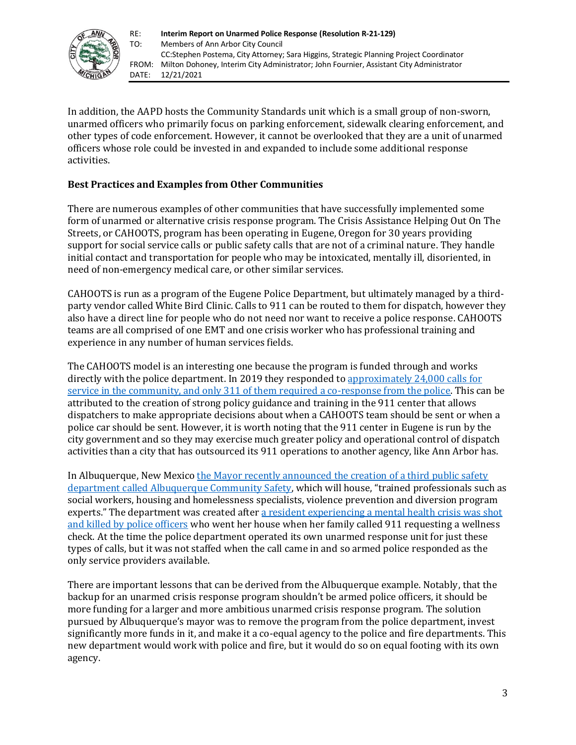In addition, the AAPD hosts the Community Standards unit which is a small group of non-sworn, unarmed officers who primarily focus on parking enforcement, sidewalk clearing enforcement, and other types of code enforcement. However, it cannot be overlooked that they are a unit of unarmed officers whose role could be invested in and expanded to include some additional response activities.

### Best Practices and Examples from Other Communities

There are numerous examples of other communities that have successfully implemented some form of unarmed or alternative crisis response program. The Crisis Assistance Helping Out On The Streets, or CAHOOTS, program has been operating in Eugene, Oregon for 30 years providing support for social service calls or public safety calls that are not of a criminal nature. They handle initial contact and transportation for people who may be intoxicated, mentally ill, disoriented, in need of non-emergency medical care, or other similar services.

CAHOOTS is run as a program of the Eugene Police Department, but ultimately managed by a third-party vendor called White Bird Clinic. Calls to 911 can be routed to them for dispatch, however they also have a direct line for people who do not need nor want to receive a police response. CAHOOTS teams are all comprised of one EMT and one crisis worker who has professional training and experience in any number of human services fields.

The CAHOOTS model is an interesting one because the program is funded through and works directly with the police department. In 2019 they responded to approximately 24,000 calls for service in the community, and only 311 of them required a co-response from the police. This can be attributed to the creation of strong policy guidance and training in the 911 center that allows dispatchers to make appropriate decisions about when a CAHOOTS team should be sent or when a police car should be sent. However, it is worth noting that the 911 center in Eugene is run by the city government and so they may exercise much greater policy and operational control of dispatch activities than a city that has outsourced its 911 operations to another agency, like Ann Arbor has.

In Albuquerque, New Mexico the Mayor recently announced the creation of a third public safety department called Albuquerque Community Safety, which will house, "trained professionals such as social workers, housing and homelessness specialists, violence prevention and diversion program experts." The department was created after a resident experiencing a mental health crisis was shot and killed by police officers who went her house when her family called 911 requesting a wellness check. At the time the police department operated its own unarmed response unit for just these types of calls, but it was not staffed when the call came in and so armed police responded as the only service providers available.

There are important lessons that can be derived from the Albuquerque example. Notably, that the backup for an unarmed crisis response program shouldn't be armed police officers, it should be more funding for a larger and more ambitious unarmed crisis response program. The solution pursued by Albuquerque's mayor was to remove the program from the police department, invest significantly more funds in it, and make it a co-equal agency to the police and fire departments. This new department would work with police and fire, but it would do so on equal footing with its own agency.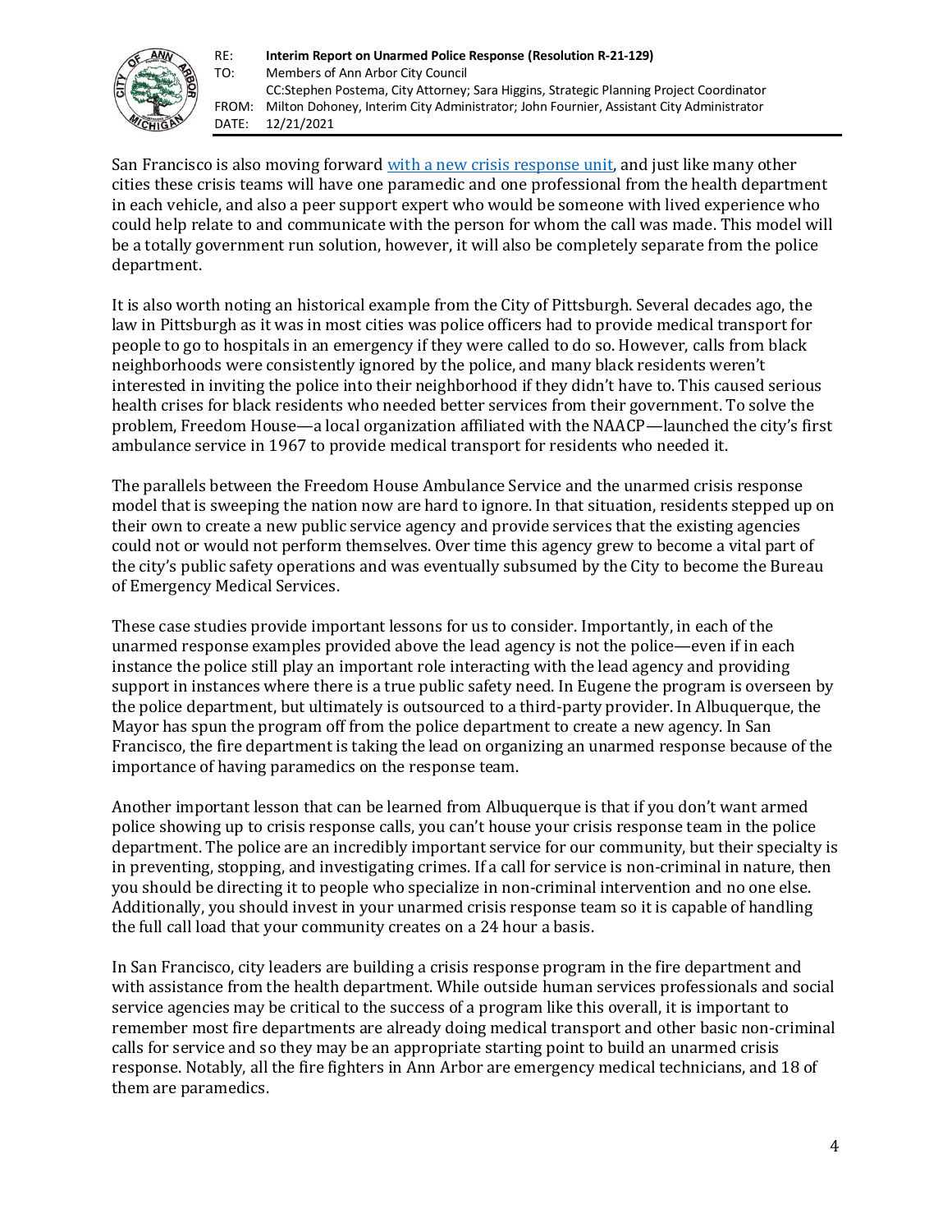San Francisco is also moving forward [with a new crisis response unit](), and just like many other cities these crisis teams will have one paramedic and one professional from the health department in each vehicle, and also a peer support expert who would be someone with lived experience who could help relate to and communicate with the person for whom the call was made. This model will be a totally government run solution, however, it will also be completely separate from the police department.

It is also worth noting an historical example from the City of Pittsburgh. Several decades ago, the law in Pittsburgh as it was in most cities was police officers had to provide medical transport for people to go to hospitals in an emergency if they were called to do so. However, calls from black neighborhoods were consistently ignored by the police, and many black residents weren't interested in inviting the police into their neighborhood if they didn't have to. This caused serious health crises for black residents who needed better services from their government. To solve the problem, Freedom House—a local organization affiliated with the NAACP—launched the city's first ambulance service in 1967 to provide medical transport for residents who needed it.

The parallels between the Freedom House Ambulance Service and the unarmed crisis response model that is sweeping the nation now are hard to ignore. In that situation, residents stepped up on their own to create a new public service agency and provide services that the existing agencies could not or would not perform themselves. Over time this agency grew to become a vital part of the city's public safety operations and was eventually subsumed by the City to become the Bureau of Emergency Medical Services.

These case studies provide important lessons for us to consider. Importantly, in each of the unarmed response examples provided above the lead agency is not the police—even if in each instance the police still play an important role interacting with the lead agency and providing support in instances where there is a true public safety need. In Eugene the program is overseen by the police department, but ultimately is outsourced to a third-party provider. In Albuquerque, the Mayor has spun the program off from the police department to create a new agency. In San Francisco, the fire department is taking the lead on organizing an unarmed response because of the importance of having paramedics on the response team.

Another important lesson that can be learned from Albuquerque is that if you don't want armed police showing up to crisis response calls, you can't house your crisis response team in the police department. The police are an incredibly important service for our community, but their specialty is in preventing, stopping, and investigating crimes. If a call for service is non-criminal in nature, then you should be directing it to people who specialize in non-criminal intervention and no one else. Additionally, you should invest in your unarmed crisis response team so it is capable of handling the full call load that your community creates on a 24 hour a basis.

In San Francisco, city leaders are building a crisis response program in the fire department and with assistance from the health department. While outside human services professionals and social service agencies may be critical to the success of a program like this overall, it is important to remember most fire departments are already doing medical transport and other basic non-criminal calls for service and so they may be an appropriate starting point to build an unarmed crisis response. Notably, all the fire fighters in Ann Arbor are emergency medical technicians, and 18 of them are paramedics.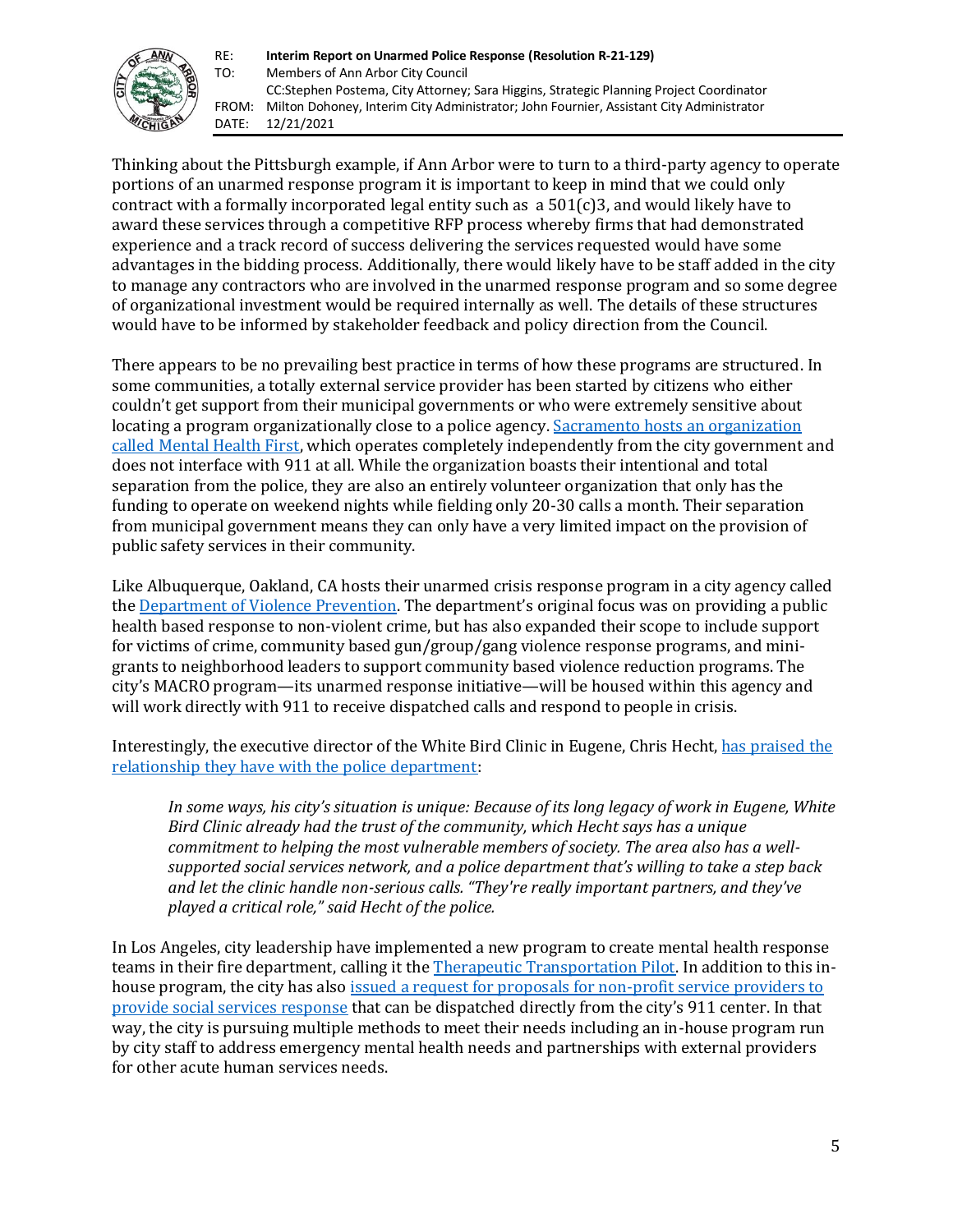Thinking about the Pittsburgh example, if Ann Arbor were to turn to a third-party agency to operate portions of an unarmed response program it is important to keep in mind that we could only contract with a formally incorporated legal entity such as a 501(c)3, and would likely have to award these services through a competitive RFP process whereby firms that had demonstrated experience and a track record of success delivering the services requested would have some advantages in the bidding process. Additionally, there would likely have to be staff added in the city to manage any contractors who are involved in the unarmed response program and so some degree of organizational investment would be required internally as well. The details of these structures would have to be informed by stakeholder feedback and policy direction from the Council.

There appears to be no prevailing best practice in terms of how these programs are structured. In some communities, a totally external service provider has been started by citizens who either couldn't get support from their municipal governments or who were extremely sensitive about locating a program organizationally close to a police agency. Sacramento hosts an organization called Mental Health First, which operates completely independently from the city government and does not interface with 911 at all. While the organization boasts their intentional and total separation from the police, they are also an entirely volunteer organization that only has the funding to operate on weekend nights while fielding only 20-30 calls a month. Their separation from municipal government means they can only have a very limited impact on the provision of public safety services in their community.

Like Albuquerque, Oakland, CA hosts their unarmed crisis response program in a city agency called the Department of Violence Prevention. The department's original focus was on providing a public health based response to non-violent crime, but has also expanded their scope to include support for victims of crime, community based gun/group/gang violence response programs, and mini-grants to neighborhood leaders to support community based violence reduction programs. The city's MACRO program—its unarmed response initiative—will be housed within this agency and will work directly with 911 to receive dispatched calls and respond to people in crisis.

Interestingly, the executive director of the White Bird Clinic in Eugene, Chris Hecht, has praised the relationship they have with the police department:

> *In some ways, his city's situation is unique: Because of its long legacy of work in Eugene, White Bird Clinic already had the trust of the community, which Hecht says has a unique commitment to helping the most vulnerable members of society. The area also has a well-supported social services network, and a police department that's willing to take a step back and let the clinic handle non-serious calls. "They're really important partners, and they've played a critical role," said Hecht of the police.*

In Los Angeles, city leadership have implemented a new program to create mental health response teams in their fire department, calling it the Therapeutic Transportation Pilot. In addition to this in-house program, the city has also issued a request for proposals for non-profit service providers to provide social services response that can be dispatched directly from the city's 911 center. In that way, the city is pursuing multiple methods to meet their needs including an in-house program run by city staff to address emergency mental health needs and partnerships with external providers for other acute human services needs.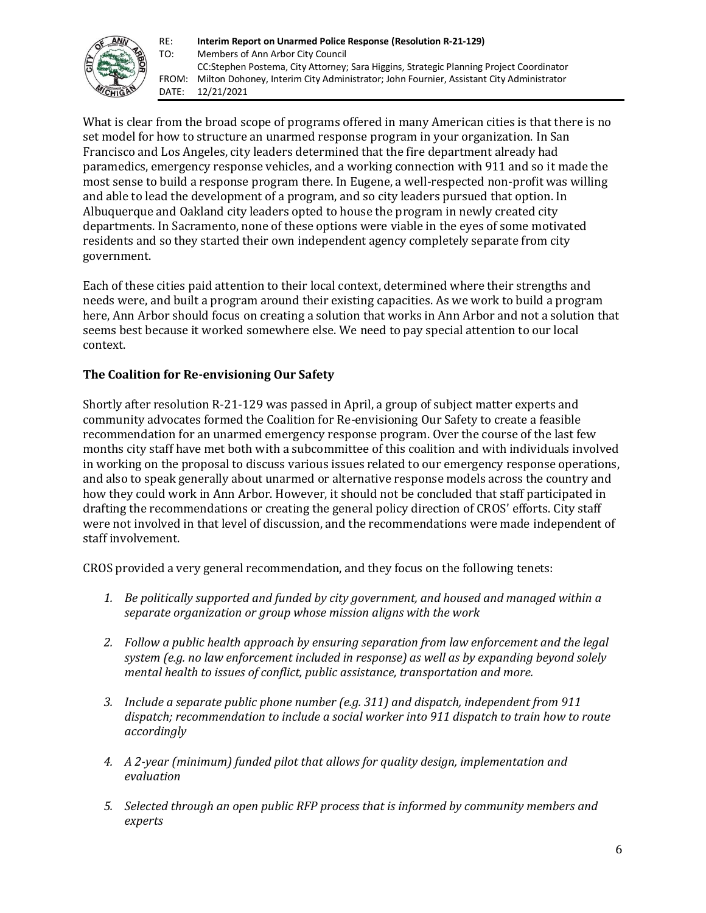What is clear from the broad scope of programs offered in many American cities is that there is no set model for how to structure an unarmed response program in your organization. In San Francisco and Los Angeles, city leaders determined that the fire department already had paramedics, emergency response vehicles, and a working connection with 911 and so it made the most sense to build a response program there. In Eugene, a well-respected non-profit was willing and able to lead the development of a program, and so city leaders pursued that option. In Albuquerque and Oakland city leaders opted to house the program in newly created city departments. In Sacramento, none of these options were viable in the eyes of some motivated residents and so they started their own independent agency completely separate from city government.

Each of these cities paid attention to their local context, determined where their strengths and needs were, and built a program around their existing capacities. As we work to build a program here, Ann Arbor should focus on creating a solution that works in Ann Arbor and not a solution that seems best because it worked somewhere else. We need to pay special attention to our local context.

### The Coalition for Re-envisioning Our Safety

Shortly after resolution R-21-129 was passed in April, a group of subject matter experts and community advocates formed the Coalition for Re-envisioning Our Safety to create a feasible recommendation for an unarmed emergency response program. Over the course of the last few months city staff have met both with a subcommittee of this coalition and with individuals involved in working on the proposal to discuss various issues related to our emergency response operations, and also to speak generally about unarmed or alternative response models across the country and how they could work in Ann Arbor. However, it should not be concluded that staff participated in drafting the recommendations or creating the general policy direction of CROS' efforts. City staff were not involved in that level of discussion, and the recommendations were made independent of staff involvement.

CROS provided a very general recommendation, and they focus on the following tenets:

1. *Be politically supported and funded by city government, and housed and managed within a separate organization or group whose mission aligns with the work*

2. *Follow a public health approach by ensuring separation from law enforcement and the legal system (e.g. no law enforcement included in response) as well as by expanding beyond solely mental health to issues of conflict, public assistance, transportation and more.*

3. *Include a separate public phone number (e.g. 311) and dispatch, independent from 911 dispatch; recommendation to include a social worker into 911 dispatch to train how to route accordingly*

4. *A 2-year (minimum) funded pilot that allows for quality design, implementation and evaluation*

5. *Selected through an open public RFP process that is informed by community members and experts*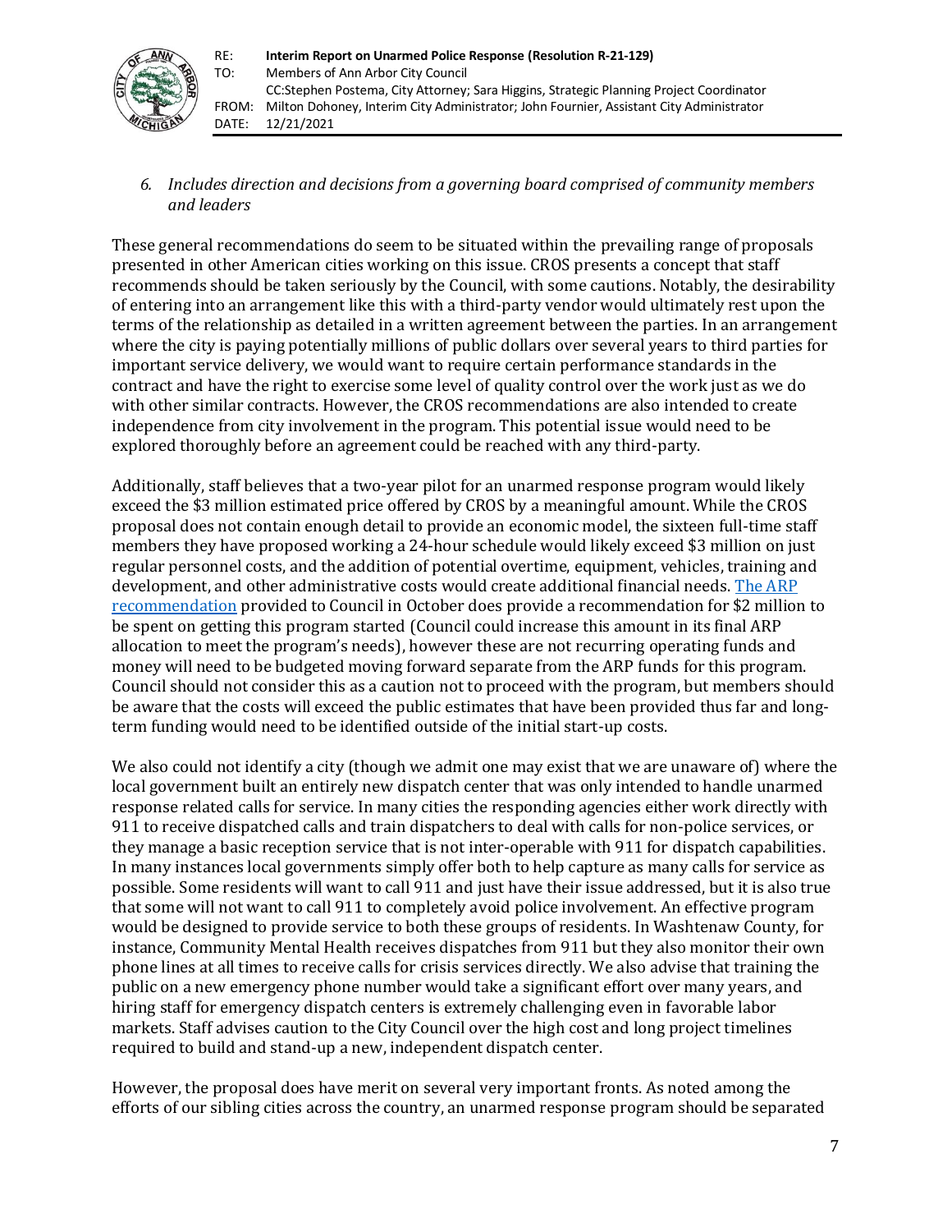6. *Includes direction and decisions from a governing board comprised of community members and leaders*

These general recommendations do seem to be situated within the prevailing range of proposals presented in other American cities working on this issue. CROS presents a concept that staff recommends should be taken seriously by the Council, with some cautions. Notably, the desirability of entering into an arrangement like this with a third-party vendor would ultimately rest upon the terms of the relationship as detailed in a written agreement between the parties. In an arrangement where the city is paying potentially millions of public dollars over several years to third parties for important service delivery, we would want to require certain performance standards in the contract and have the right to exercise some level of quality control over the work just as we do with other similar contracts. However, the CROS recommendations are also intended to create independence from city involvement in the program. This potential issue would need to be explored thoroughly before an agreement could be reached with any third-party.

Additionally, staff believes that a two-year pilot for an unarmed response program would likely exceed the $3 million estimated price offered by CROS by a meaningful amount. While the CROS proposal does not contain enough detail to provide an economic model, the sixteen full-time staff members they have proposed working a 24-hour schedule would likely exceed $3 million on just regular personnel costs, and the addition of potential overtime, equipment, vehicles, training and development, and other administrative costs would create additional financial needs. [The ARP recommendation] provided to Council in October does provide a recommendation for $2 million to be spent on getting this program started (Council could increase this amount in its final ARP allocation to meet the program's needs), however these are not recurring operating funds and money will need to be budgeted moving forward separate from the ARP funds for this program. Council should not consider this as a caution not to proceed with the program, but members should be aware that the costs will exceed the public estimates that have been provided thus far and long-term funding would need to be identified outside of the initial start-up costs.

We also could not identify a city (though we admit one may exist that we are unaware of) where the local government built an entirely new dispatch center that was only intended to handle unarmed response related calls for service. In many cities the responding agencies either work directly with 911 to receive dispatched calls and train dispatchers to deal with calls for non-police services, or they manage a basic reception service that is not inter-operable with 911 for dispatch capabilities. In many instances local governments simply offer both to help capture as many calls for service as possible. Some residents will want to call 911 and just have their issue addressed, but it is also true that some will not want to call 911 to completely avoid police involvement. An effective program would be designed to provide service to both these groups of residents. In Washtenaw County, for instance, Community Mental Health receives dispatches from 911 but they also monitor their own phone lines at all times to receive calls for crisis services directly. We also advise that training the public on a new emergency phone number would take a significant effort over many years, and hiring staff for emergency dispatch centers is extremely challenging even in favorable labor markets. Staff advises caution to the City Council over the high cost and long project timelines required to build and stand-up a new, independent dispatch center.

However, the proposal does have merit on several very important fronts. As noted among the efforts of our sibling cities across the country, an unarmed response program should be separated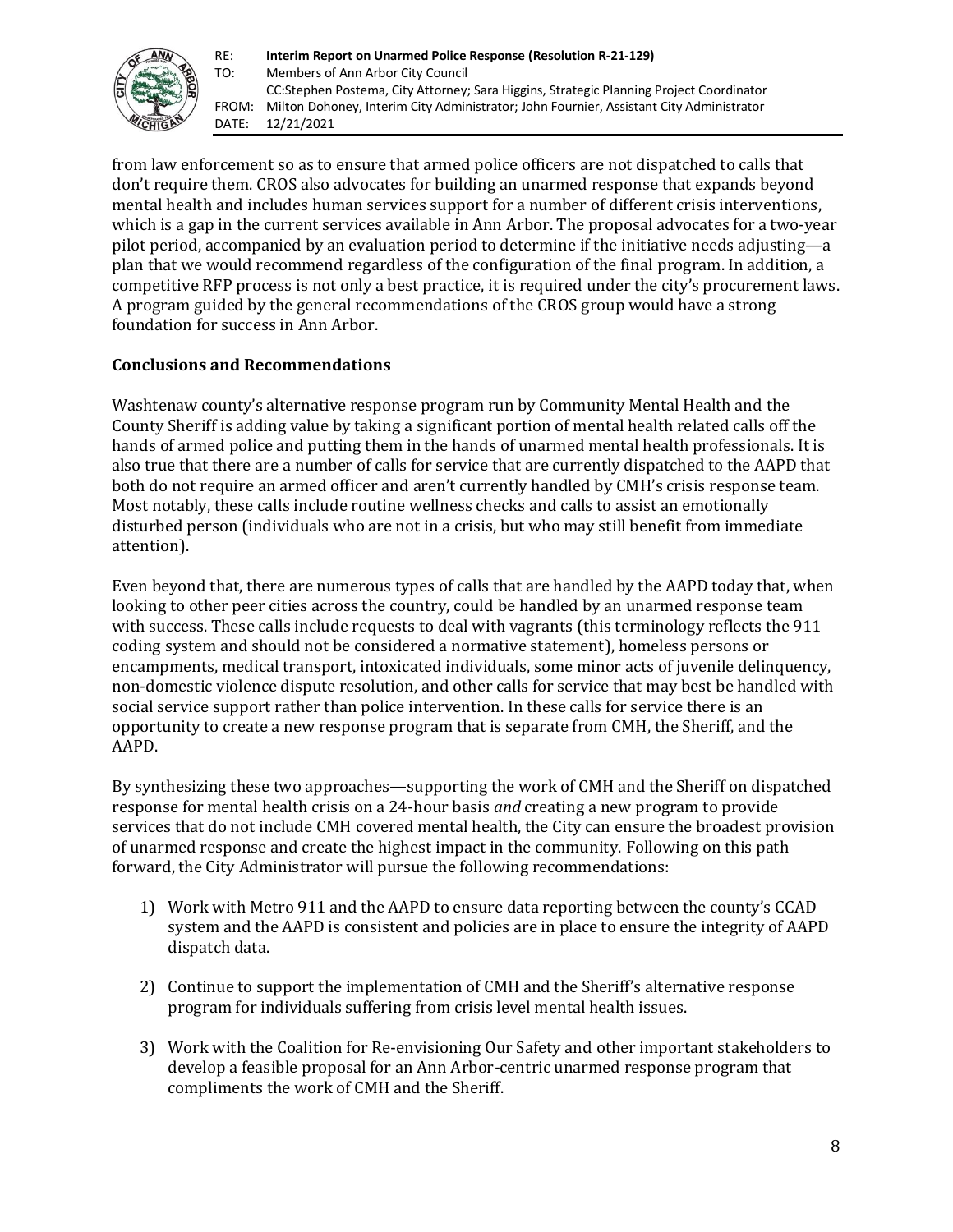from law enforcement so as to ensure that armed police officers are not dispatched to calls that don't require them. CROS also advocates for building an unarmed response that expands beyond mental health and includes human services support for a number of different crisis interventions, which is a gap in the current services available in Ann Arbor. The proposal advocates for a two-year pilot period, accompanied by an evaluation period to determine if the initiative needs adjusting—a plan that we would recommend regardless of the configuration of the final program. In addition, a competitive RFP process is not only a best practice, it is required under the city's procurement laws. A program guided by the general recommendations of the CROS group would have a strong foundation for success in Ann Arbor.

**Conclusions and Recommendations**

Washtenaw county's alternative response program run by Community Mental Health and the County Sheriff is adding value by taking a significant portion of mental health related calls off the hands of armed police and putting them in the hands of unarmed mental health professionals. It is also true that there are a number of calls for service that are currently dispatched to the AAPD that both do not require an armed officer and aren't currently handled by CMH's crisis response team. Most notably, these calls include routine wellness checks and calls to assist an emotionally disturbed person (individuals who are not in a crisis, but who may still benefit from immediate attention).

Even beyond that, there are numerous types of calls that are handled by the AAPD today that, when looking to other peer cities across the country, could be handled by an unarmed response team with success. These calls include requests to deal with vagrants (this terminology reflects the 911 coding system and should not be considered a normative statement), homeless persons or encampments, medical transport, intoxicated individuals, some minor acts of juvenile delinquency, non-domestic violence dispute resolution, and other calls for service that may best be handled with social service support rather than police intervention. In these calls for service there is an opportunity to create a new response program that is separate from CMH, the Sheriff, and the AAPD.

By synthesizing these two approaches—supporting the work of CMH and the Sheriff on dispatched response for mental health crisis on a 24-hour basis *and* creating a new program to provide services that do not include CMH covered mental health, the City can ensure the broadest provision of unarmed response and create the highest impact in the community. Following on this path forward, the City Administrator will pursue the following recommendations:

1) Work with Metro 911 and the AAPD to ensure data reporting between the county's CCAD system and the AAPD is consistent and policies are in place to ensure the integrity of AAPD dispatch data.

2) Continue to support the implementation of CMH and the Sheriff's alternative response program for individuals suffering from crisis level mental health issues.

3) Work with the Coalition for Re-envisioning Our Safety and other important stakeholders to develop a feasible proposal for an Ann Arbor-centric unarmed response program that compliments the work of CMH and the Sheriff.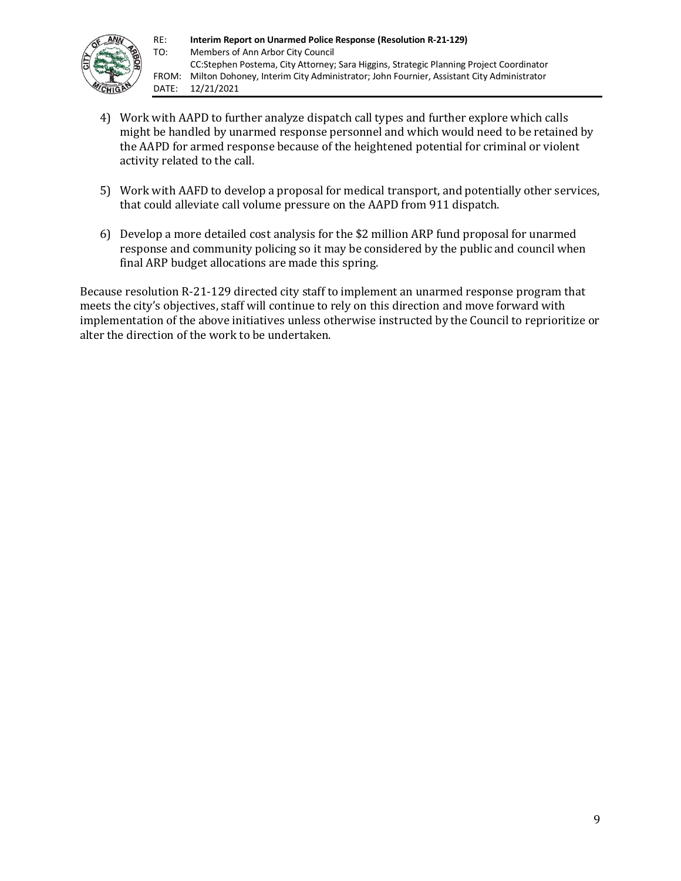4) Work with AAPD to further analyze dispatch call types and further explore which calls might be handled by unarmed response personnel and which would need to be retained by the AAPD for armed response because of the heightened potential for criminal or violent activity related to the call.

5) Work with AAFD to develop a proposal for medical transport, and potentially other services, that could alleviate call volume pressure on the AAPD from 911 dispatch.

6) Develop a more detailed cost analysis for the $2 million ARP fund proposal for unarmed response and community policing so it may be considered by the public and council when final ARP budget allocations are made this spring.

Because resolution R-21-129 directed city staff to implement an unarmed response program that meets the city's objectives, staff will continue to rely on this direction and move forward with implementation of the above initiatives unless otherwise instructed by the Council to reprioritize or alter the direction of the work to be undertaken.